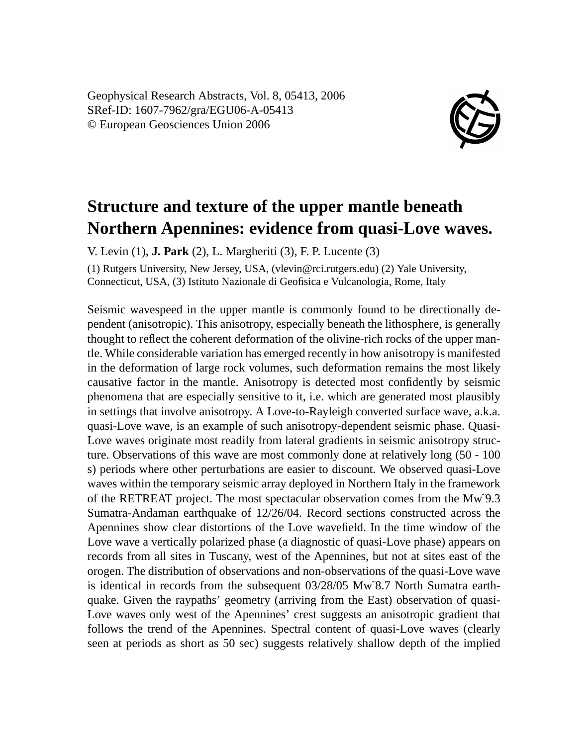Geophysical Research Abstracts, Vol. 8, 05413, 2006
SRef-ID: 1607-7962/gra/EGU06-A-05413
© European Geosciences Union 2006

# Structure and texture of the upper mantle beneath Northern Apennines: evidence from quasi-Love waves.

V. Levin (1), **J. Park** (2), L. Margheriti (3), F. P. Lucente (3)

(1) Rutgers University, New Jersey, USA, (vlevin@rci.rutgers.edu) (2) Yale University, Connecticut, USA, (3) Istituto Nazionale di Geofisica e Vulcanologia, Rome, Italy

Seismic wavespeed in the upper mantle is commonly found to be directionally dependent (anisotropic). This anisotropy, especially beneath the lithosphere, is generally thought to reflect the coherent deformation of the olivine-rich rocks of the upper mantle. While considerable variation has emerged recently in how anisotropy is manifested in the deformation of large rock volumes, such deformation remains the most likely causative factor in the mantle. Anisotropy is detected most confidently by seismic phenomena that are especially sensitive to it, i.e. which are generated most plausibly in settings that involve anisotropy. A Love-to-Rayleigh converted surface wave, a.k.a. quasi-Love wave, is an example of such anisotropy-dependent seismic phase. Quasi-Love waves originate most readily from lateral gradients in seismic anisotropy structure. Observations of this wave are most commonly done at relatively long (50 - 100 s) periods where other perturbations are easier to discount. We observed quasi-Love waves within the temporary seismic array deployed in Northern Italy in the framework of the RETREAT project. The most spectacular observation comes from the Mw~9.3 Sumatra-Andaman earthquake of 12/26/04. Record sections constructed across the Apennines show clear distortions of the Love wavefield. In the time window of the Love wave a vertically polarized phase (a diagnostic of quasi-Love phase) appears on records from all sites in Tuscany, west of the Apennines, but not at sites east of the orogen. The distribution of observations and non-observations of the quasi-Love wave is identical in records from the subsequent 03/28/05 Mw~8.7 North Sumatra earthquake. Given the raypaths' geometry (arriving from the East) observation of quasi-Love waves only west of the Apennines' crest suggests an anisotropic gradient that follows the trend of the Apennines. Spectral content of quasi-Love waves (clearly seen at periods as short as 50 sec) suggests relatively shallow depth of the implied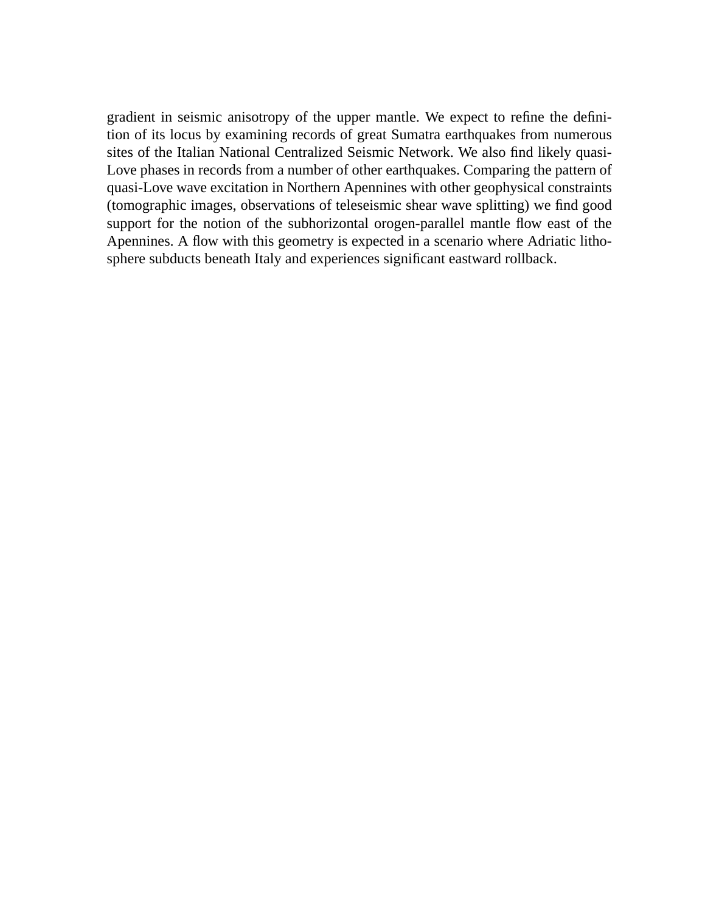gradient in seismic anisotropy of the upper mantle. We expect to refine the definition of its locus by examining records of great Sumatra earthquakes from numerous sites of the Italian National Centralized Seismic Network. We also find likely quasi-Love phases in records from a number of other earthquakes. Comparing the pattern of quasi-Love wave excitation in Northern Apennines with other geophysical constraints (tomographic images, observations of teleseismic shear wave splitting) we find good support for the notion of the subhorizontal orogen-parallel mantle flow east of the Apennines. A flow with this geometry is expected in a scenario where Adriatic lithosphere subducts beneath Italy and experiences significant eastward rollback.